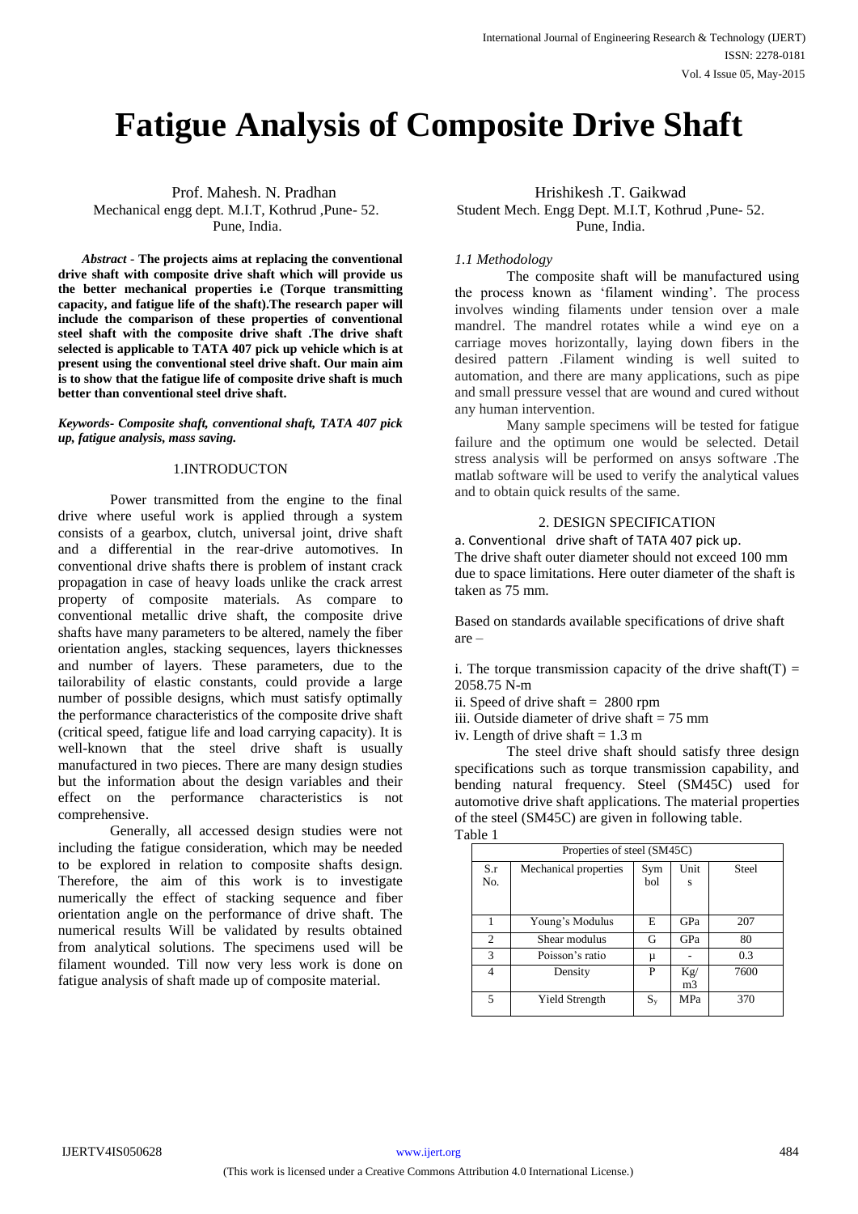# Fatigue Analysis of Composite Drive Shaft

Prof. Mahesh. N. Pradhan
Mechanical engg dept. M.I.T, Kothrud ,Pune- 52.
Pune, India.

Hrishikesh .T. Gaikwad
Student Mech. Engg Dept. M.I.T, Kothrud ,Pune- 52.
Pune, India.

***Abstract* - The projects aims at replacing the conventional drive shaft with composite drive shaft which will provide us the better mechanical properties i.e (Torque transmitting capacity, and fatigue life of the shaft).The research paper will include the comparison of these properties of conventional steel shaft with the composite drive shaft .The drive shaft selected is applicable to TATA 407 pick up vehicle which is at present using the conventional steel drive shaft. Our main aim is to show that the fatigue life of composite drive shaft is much better than conventional steel drive shaft.**

***Keywords- Composite shaft, conventional shaft, TATA 407 pick up, fatigue analysis, mass saving.***

## 1.INTRODUCTON

Power transmitted from the engine to the final drive where useful work is applied through a system consists of a gearbox, clutch, universal joint, drive shaft and a differential in the rear-drive automotives. In conventional drive shafts there is problem of instant crack propagation in case of heavy loads unlike the crack arrest property of composite materials. As compare to conventional metallic drive shaft, the composite drive shafts have many parameters to be altered, namely the fiber orientation angles, stacking sequences, layers thicknesses and number of layers. These parameters, due to the tailorability of elastic constants, could provide a large number of possible designs, which must satisfy optimally the performance characteristics of the composite drive shaft (critical speed, fatigue life and load carrying capacity). It is well-known that the steel drive shaft is usually manufactured in two pieces. There are many design studies but the information about the design variables and their effect on the performance characteristics is not comprehensive.

Generally, all accessed design studies were not including the fatigue consideration, which may be needed to be explored in relation to composite shafts design. Therefore, the aim of this work is to investigate numerically the effect of stacking sequence and fiber orientation angle on the performance of drive shaft. The numerical results Will be validated by results obtained from analytical solutions. The specimens used will be filament wounded. Till now very less work is done on fatigue analysis of shaft made up of composite material.

### *1.1 Methodology*

The composite shaft will be manufactured using the process known as 'filament winding'. The process involves winding filaments under tension over a male mandrel. The mandrel rotates while a wind eye on a carriage moves horizontally, laying down fibers in the desired pattern .Filament winding is well suited to automation, and there are many applications, such as pipe and small pressure vessel that are wound and cured without any human intervention.

Many sample specimens will be tested for fatigue failure and the optimum one would be selected. Detail stress analysis will be performed on ansys software .The matlab software will be used to verify the analytical values and to obtain quick results of the same.

## 2. DESIGN SPECIFICATION

a. Conventional drive shaft of TATA 407 pick up.

The drive shaft outer diameter should not exceed 100 mm due to space limitations. Here outer diameter of the shaft is taken as 75 mm.

Based on standards available specifications of drive shaft are –

i. The torque transmission capacity of the drive shaft(T) = 2058.75 N-m
ii. Speed of drive shaft = 2800 rpm
iii. Outside diameter of drive shaft = 75 mm
iv. Length of drive shaft = 1.3 m

The steel drive shaft should satisfy three design specifications such as torque transmission capability, and bending natural frequency. Steel (SM45C) used for automotive drive shaft applications. The material properties of the steel (SM45C) are given in following table.

Table 1

| Properties of steel (SM45C) | | | | |
|---|---|---|---|---|
| S.r No. | Mechanical properties | Symbol | Units | Steel |
| 1 | Young's Modulus | E | GPa | 207 |
| 2 | Shear modulus | G | GPa | 80 |
| 3 | Poisson's ratio | μ | - | 0.3 |
| 4 | Density | P | Kg/m3 | 7600 |
| 5 | Yield Strength | $S_y$ | MPa | 370 |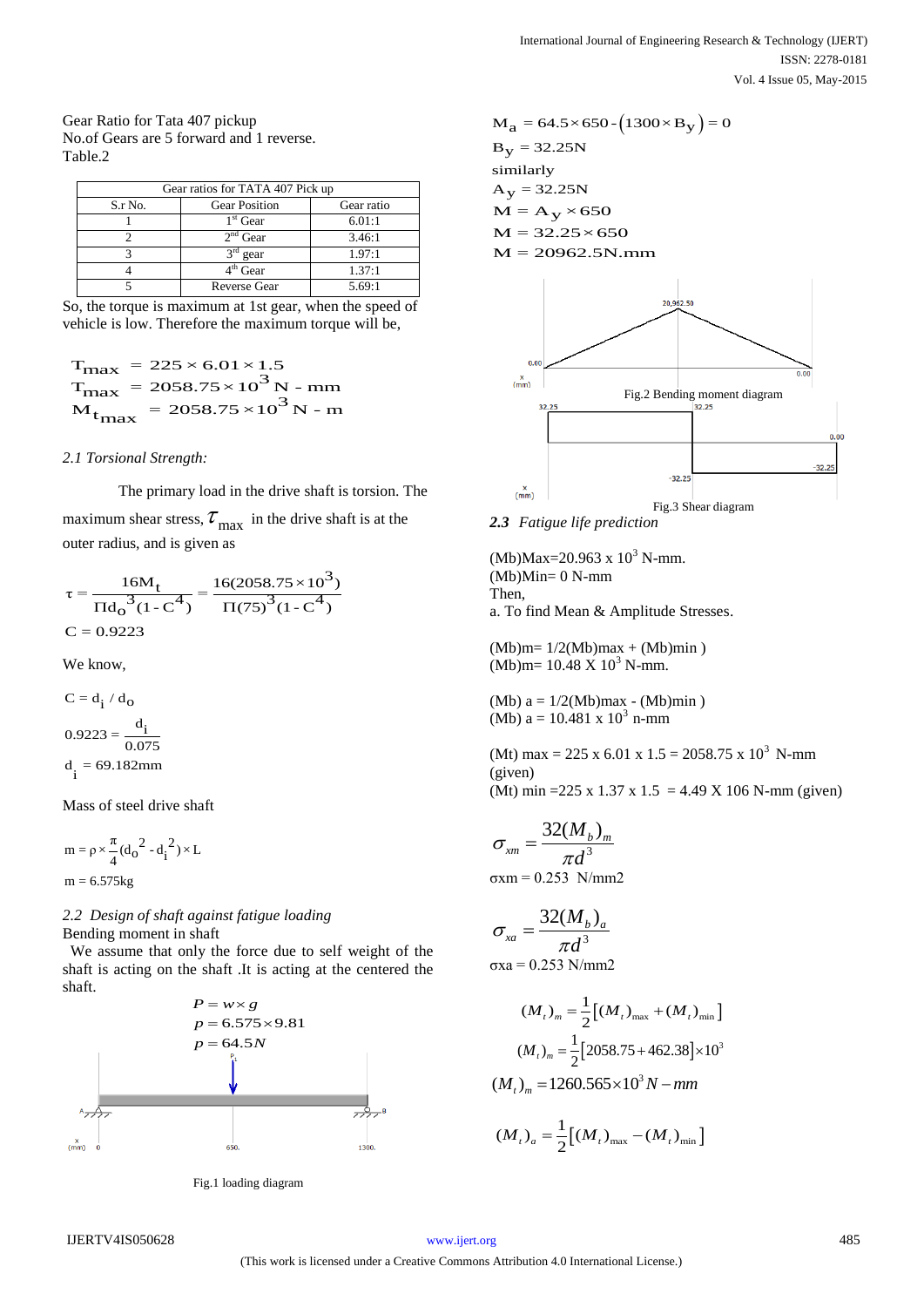Gear Ratio for Tata 407 pickup
No.of Gears are 5 forward and 1 reverse.
Table.2

| Gear ratios for TATA 407 Pick up | | |
|---|---|---|
| S.r No. | Gear Position | Gear ratio |
| 1 | 1st Gear | 6.01:1 |
| 2 | 2nd Gear | 3.46:1 |
| 3 | 3rd gear | 1.97:1 |
| 4 | 4th Gear | 1.37:1 |
| 5 | Reverse Gear | 5.69:1 |

So, the torque is maximum at 1st gear, when the speed of vehicle is low. Therefore the maximum torque will be,

$$T_{max} = 225 \times 6.01 \times 1.5$$
$$T_{max} = 2058.75 \times 10^3 \text{ N - mm}$$
$$M_{t_{max}} = 2058.75 \times 10^3 \text{ N - m}$$

*2.1 Torsional Strength:*

The primary load in the drive shaft is torsion. The maximum shear stress, $\tau_{max}$ in the drive shaft is at the outer radius, and is given as

$$\tau = \frac{16M_t}{\Pi d_o^3(1 - C^4)} = \frac{16(2058.75 \times 10^3)}{\Pi(75)^3(1 - C^4)}$$
$$C = 0.9223$$

We know,

$$C = d_i / d_o$$
$$0.9223 = \frac{d_i}{0.075}$$
$$d_i = 69.182\text{mm}$$

Mass of steel drive shaft

$$m = \rho \times \frac{\pi}{4}(d_o^2 - d_i^2) \times L$$
$$m = 6.575\text{kg}$$

*2.2 Design of shaft against fatigue loading*

Bending moment in shaft

We assume that only the force due to self weight of the shaft is acting on the shaft .It is acting at the centered the shaft.

$$P = w \times g$$
$$p = 6.575 \times 9.81$$
$$p = 64.5N$$

Fig.1 loading diagram

$$M_a = 64.5 \times 650 - (1300 \times B_y) = 0$$
$$B_y = 32.25\text{N}$$

similarly

$$A_y = 32.25\text{N}$$
$$M = A_y \times 650$$
$$M = 32.25 \times 650$$
$$M = 20962.5\text{N.mm}$$

Fig.2 Bending moment diagram

Fig.3 Shear diagram

*2.3 Fatigue life prediction*

$(M_b)Max = 20.963 \times 10^3$ N-mm.
$(M_b)Min = 0$ N-mm
Then,
a. To find Mean & Amplitude Stresses.

$(M_b)m = 1/2(M_b)max + (M_b)min$ )
$(M_b)m = 10.48 \times 10^3$ N-mm.

$(M_b)$ a = $1/2(M_b)max - (M_b)min$ )
$(M_b)$ a = $10.481 \times 10^3$ n-mm

$(M_t)$ max = $225 \times 6.01 \times 1.5 = 2058.75 \times 10^3$ N-mm (given)
$(M_t)$ min = $225 \times 1.37 \times 1.5 = 4.49 \times 106$ N-mm (given)

$$\sigma_{xm} = \frac{32(M_b)_m}{\pi d^3}$$
σxm = 0.253 N/mm2

$$\sigma_{xa} = \frac{32(M_b)_a}{\pi d^3}$$
σxa = 0.253 N/mm2

$$(M_t)_m = \frac{1}{2}[(M_t)_{max} + (M_t)_{min}]$$
$$(M_t)_m = \frac{1}{2}[2058.75 + 462.38] \times 10^3$$
$$(M_t)_m = 1260.565 \times 10^3 N - mm$$

$$(M_t)_a = \frac{1}{2}[(M_t)_{max} - (M_t)_{min}]$$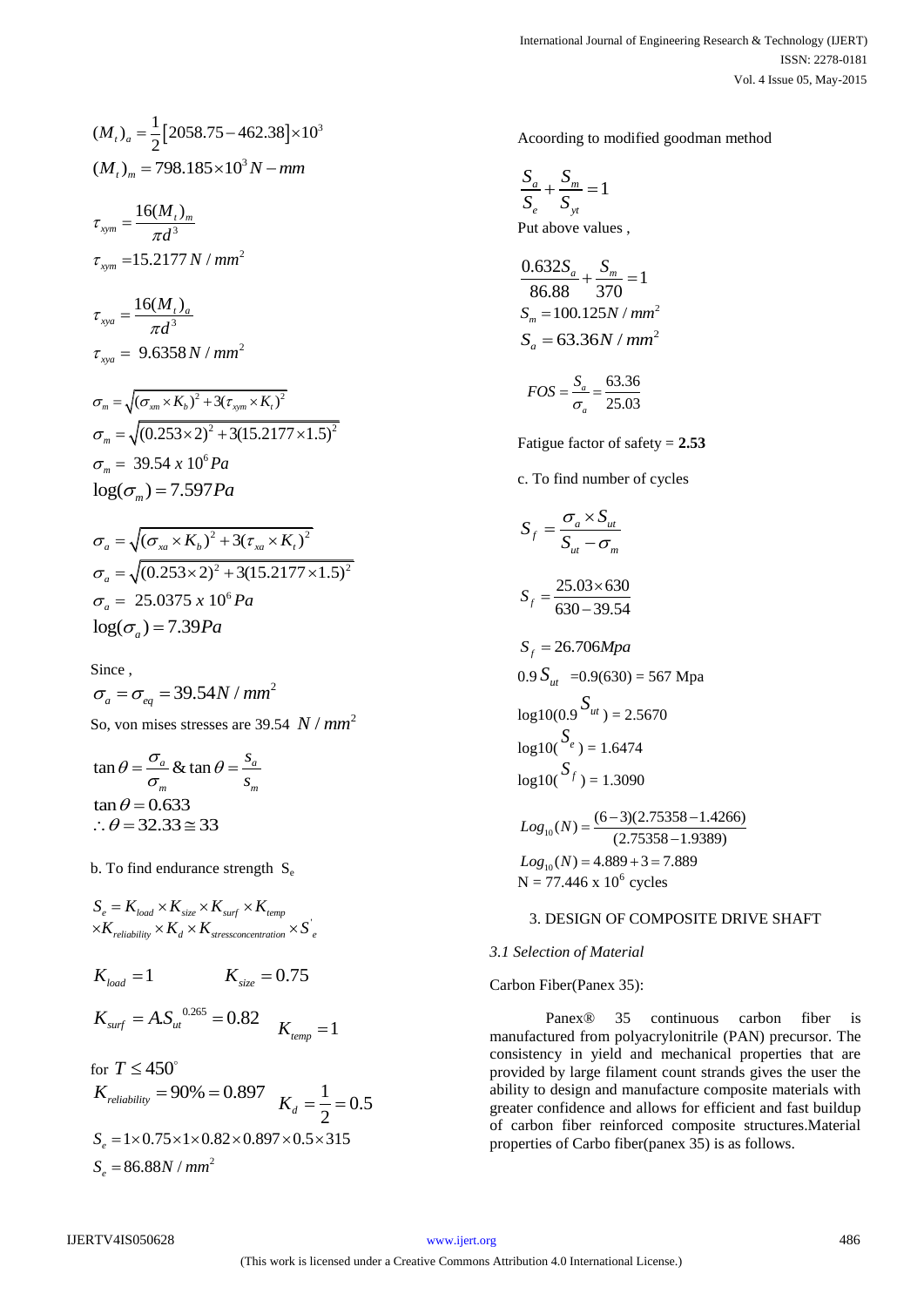$$(M_t)_a = \frac{1}{2}\left[2058.75 - 462.38\right] \times 10^3$$

$$(M_t)_m = 798.185 \times 10^3 \, N-mm$$

$$\tau_{xym} = \frac{16(M_t)_m}{\pi d^3}$$

$$\tau_{xym} = 15.2177 \, N/mm^2$$

$$\tau_{xya} = \frac{16(M_t)_a}{\pi d^3}$$

$$\tau_{xya} = 9.6358 \, N/mm^2$$

$$\sigma_m = \sqrt{(\sigma_{xm} \times K_b)^2 + 3(\tau_{xym} \times K_t)^2}$$

$$\sigma_m = \sqrt{(0.253 \times 2)^2 + 3(15.2177 \times 1.5)^2}$$

$$\sigma_m = 39.54 \, x \, 10^6 \, Pa$$

$$\log(\sigma_m) = 7.597 Pa$$

$$\sigma_a = \sqrt{(\sigma_{xa} \times K_b)^2 + 3(\tau_{xa} \times K_t)^2}$$

$$\sigma_a = \sqrt{(0.253 \times 2)^2 + 3(15.2177 \times 1.5)^2}$$

$$\sigma_a = 25.0375 \, x \, 10^6 \, Pa$$

$$\log(\sigma_a) = 7.39 Pa$$

Since ,

$$\sigma_a = \sigma_{eq} = 39.54 N/mm^2$$

So, von mises stresses are 39.54 $N/mm^2$

$$\tan\theta = \frac{\sigma_a}{\sigma_m} \,\&\, \tan\theta = \frac{s_a}{s_m}$$

$$\tan\theta = 0.633$$

$$\therefore \theta = 32.33 \cong 33$$

b. To find endurance strength $S_e$

$$S_e = K_{load} \times K_{size} \times K_{surf} \times K_{temp} \times K_{reliability} \times K_d \times K_{stressconcentration} \times S_e^{'}$$

$$K_{load} = 1 \qquad K_{size} = 0.75$$

$$K_{surf} = A.S_{ut}^{\ 0.265} = 0.82 \qquad K_{temp} = 1$$

for $T \leq 450^{\circ}$

$$K_{reliability} = 90\% = 0.897 \qquad K_d = \frac{1}{2} = 0.5$$

$$S_e = 1 \times 0.75 \times 1 \times 0.82 \times 0.897 \times 0.5 \times 315$$

$$S_e = 86.88 N/mm^2$$

Acoording to modified goodman method

$$\frac{S_a}{S_e} + \frac{S_m}{S_{yt}} = 1$$

Put above values ,

$$\frac{0.632 S_a}{86.88} + \frac{S_m}{370} = 1$$

$$S_m = 100.125 N/mm^2$$

$$S_a = 63.36 N/mm^2$$

$$FOS = \frac{S_a}{\sigma_a} = \frac{63.36}{25.03}$$

Fatigue factor of safety = **2.53**

c. To find number of cycles

$$S_f = \frac{\sigma_a \times S_{ut}}{S_{ut} - \sigma_m}$$

$$S_f = \frac{25.03 \times 630}{630 - 39.54}$$

$$S_f = 26.706 Mpa$$

$0.9 S_{ut}$ =0.9(630) = 567 Mpa

$\log10(0.9 S_{ut})$ = 2.5670

$\log10(S_e)$ = 1.6474

$\log10(S_f)$ = 1.3090

$$Log_{10}(N) = \frac{(6-3)(2.75358 - 1.4266)}{(2.75358 - 1.9389)}$$

$$Log_{10}(N) = 4.889 + 3 = 7.889$$

N = 77.446 x $10^6$ cycles

## 3. DESIGN OF COMPOSITE DRIVE SHAFT

### *3.1 Selection of Material*

Carbon Fiber(Panex 35):

Panex® 35 continuous carbon fiber is manufactured from polyacrylonitrile (PAN) precursor. The consistency in yield and mechanical properties that are provided by large filament count strands gives the user the ability to design and manufacture composite materials with greater confidence and allows for efficient and fast buildup of carbon fiber reinforced composite structures.Material properties of Carbo fiber(panex 35) is as follows.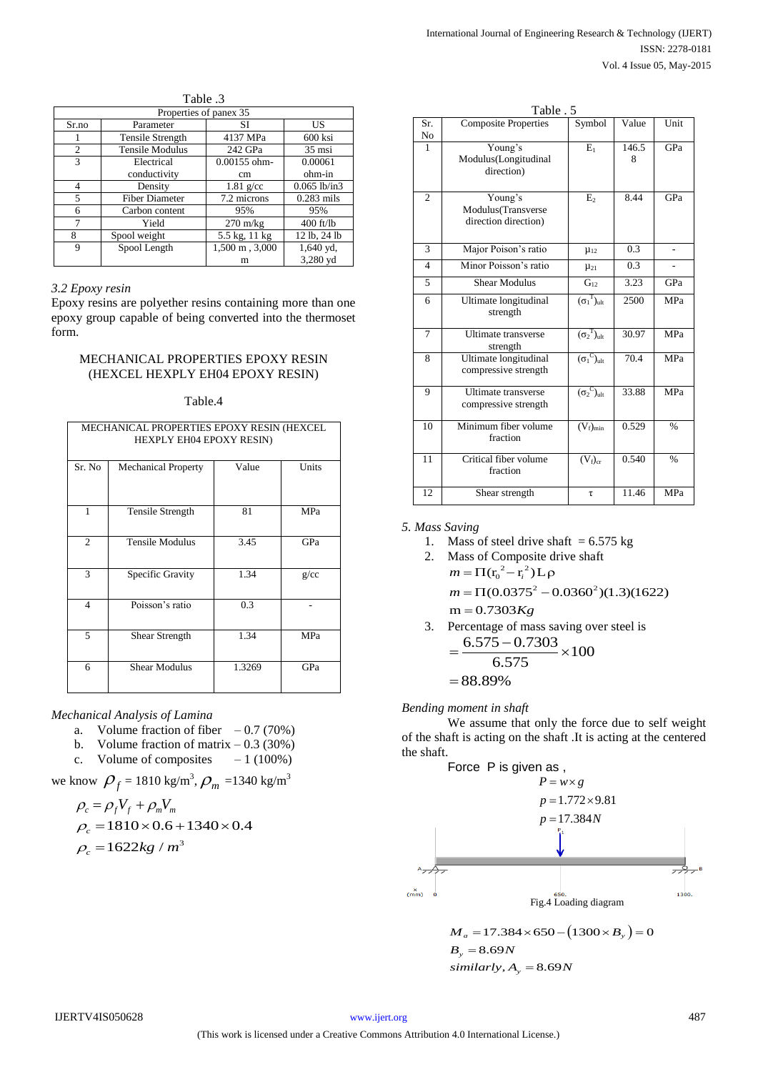Table .3

| Properties of panex 35 | | | |
|---|---|---|---|
| Sr.no | Parameter | SI | US |
| 1 | Tensile Strength | 4137 MPa | 600 ksi |
| 2 | Tensile Modulus | 242 GPa | 35 msi |
| 3 | Electrical conductivity | 0.00155 ohm-cm | 0.00061 ohm-in |
| 4 | Density | 1.81 g/cc | 0.065 lb/in3 |
| 5 | Fiber Diameter | 7.2 microns | 0.283 mils |
| 6 | Carbon content | 95% | 95% |
| 7 | Yield | 270 m/kg | 400 ft/lb |
| 8 | Spool weight | 5.5 kg, 11 kg | 12 lb, 24 lb |
| 9 | Spool Length | 1,500 m , 3,000 m | 1,640 yd, 3,280 yd |

*3.2 Epoxy resin*

Epoxy resins are polyether resins containing more than one epoxy group capable of being converted into the thermoset form.

MECHANICAL PROPERTIES EPOXY RESIN (HEXCEL HEXPLY EH04 EPOXY RESIN)

Table.4

| MECHANICAL PROPERTIES EPOXY RESIN (HEXCEL HEXPLY EH04 EPOXY RESIN) | | | |
|---|---|---|---|
| Sr. No | Mechanical Property | Value | Units |
| 1 | Tensile Strength | 81 | MPa |
| 2 | Tensile Modulus | 3.45 | GPa |
| 3 | Specific Gravity | 1.34 | g/cc |
| 4 | Poisson's ratio | 0.3 | - |
| 5 | Shear Strength | 1.34 | MPa |
| 6 | Shear Modulus | 1.3269 | GPa |

*Mechanical Analysis of Lamina*

a. Volume fraction of fiber – 0.7 (70%)
b. Volume fraction of matrix – 0.3 (30%)
c. Volume of composites – 1 (100%)

we know $\rho_f$ = 1810 kg/m$^3$, $\rho_m$ =1340 kg/m$^3$

$$\rho_c = \rho_f V_f + \rho_m V_m$$
$$\rho_c = 1810 \times 0.6 + 1340 \times 0.4$$
$$\rho_c = 1622 kg / m^3$$

Table . 5

| Sr. No | Composite Properties | Symbol | Value | Unit |
|---|---|---|---|---|
| 1 | Young's Modulus(Longitudinal direction) | $E_1$ | 146.58 | GPa |
| 2 | Young's Modulus(Transverse direction direction) | $E_2$ | 8.44 | GPa |
| 3 | Major Poison's ratio | $\mu_{12}$ | 0.3 | - |
| 4 | Minor Poison's ratio | $\mu_{21}$ | 0.3 | - |
| 5 | Shear Modulus | $G_{12}$ | 3.23 | GPa |
| 6 | Ultimate longitudinal strength | $(\sigma_1^T)_{ult}$ | 2500 | MPa |
| 7 | Ultimate transverse strength | $(\sigma_2^T)_{ult}$ | 30.97 | MPa |
| 8 | Ultimate longitudinal compressive strength | $(\sigma_1^C)_{ult}$ | 70.4 | MPa |
| 9 | Ultimate transverse compressive strength | $(\sigma_2^C)_{ult}$ | 33.88 | MPa |
| 10 | Minimum fiber volume fraction | $(V_f)_{min}$ | 0.529 | % |
| 11 | Critical fiber volume fraction | $(V_f)_{cr}$ | 0.540 | % |
| 12 | Shear strength | τ | 11.46 | MPa |

*5. Mass Saving*

1. Mass of steel drive shaft = 6.575 kg
2. Mass of Composite drive shaft
$$m = \Pi(r_0^2 - r_i^2) L \rho$$
$$m = \Pi(0.0375^2 - 0.0360^2)(1.3)(1622)$$
$$m = 0.7303 Kg$$
3. Percentage of mass saving over steel is
$$= \frac{6.575 - 0.7303}{6.575} \times 100$$
$$= 88.89\%$$

*Bending moment in shaft*

We assume that only the force due to self weight of the shaft is acting on the shaft .It is acting at the centered the shaft.

Force P is given as ,

$$P = w \times g$$
$$p = 1.772 \times 9.81$$
$$p = 17.384 N$$

Fig.4 Loading diagram

$$M_a = 17.384 \times 650 - (1300 \times B_y) = 0$$
$$B_y = 8.69 N$$
$$similarly, A_y = 8.69 N$$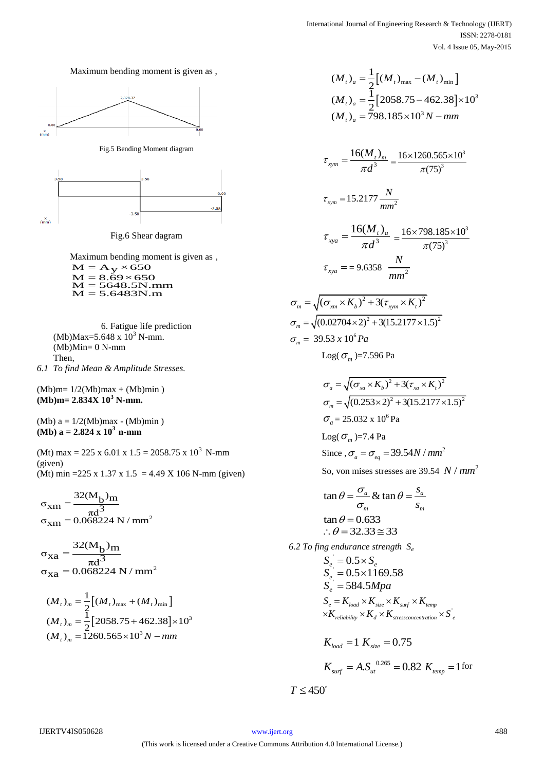Maximum bending moment is given as ,

Fig.5 Bending Moment diagram

Fig.6 Shear dagram

Maximum bending moment is given as ,

$$M = A_y \times 650$$
$$M = 8.69 \times 650$$
$$M = 5648.5 N.mm$$
$$M = 5.6483 N.m$$

## 6. Fatigue life prediction

$(Mb)Max = 5.648 \times 10^3$ N-mm.

(Mb)Min= 0 N-mm

Then,

### *6.1 To find Mean & Amplitude Stresses.*

(Mb)m= 1/2(Mb)max + (Mb)min )

**(Mb)m= 2.834X $10^3$ N-mm.**

(Mb) a = 1/2(Mb)max - (Mb)min )

**(Mb) a = 2.824 x $10^3$ n-mm**

(Mt) max = 225 x 6.01 x 1.5 = 2058.75 x $10^3$ N-mm (given)

(Mt) min =225 x 1.37 x 1.5 = 4.49 X 106 N-mm (given)

$$\sigma_{xm} = \frac{32(M_b)m}{\pi d^3}$$
$$\sigma_{xm} = 0.068224 \ N/mm^2$$

$$\sigma_{xa} = \frac{32(M_b)m}{\pi d^3}$$
$$\sigma_{xa} = 0.068224 \ N/mm^2$$

$$(M_t)_m = \frac{1}{2}\left[(M_t)_{\max} + (M_t)_{\min}\right]$$
$$(M_t)_m = \frac{1}{2}\left[2058.75 + 462.38\right] \times 10^3$$
$$(M_t)_m = 1260.565 \times 10^3 N - mm$$

$$(M_t)_a = \frac{1}{2}\left[(M_t)_{\max} - (M_t)_{\min}\right]$$
$$(M_t)_a = \frac{1}{2}\left[2058.75 - 462.38\right] \times 10^3$$
$$(M_t)_a = 798.185 \times 10^3 N - mm$$

$$\tau_{xym} = \frac{16(M_t)_m}{\pi d^3} = \frac{16 \times 1260.565 \times 10^3}{\pi (75)^3}$$

$$\tau_{xym} = 15.2177 \frac{N}{mm^2}$$

$$\tau_{xya} = \frac{16(M_t)_a}{\pi d^3} = \frac{16 \times 798.185 \times 10^3}{\pi (75)^3}$$

$$\tau_{xya} == 9.6358 \ \frac{N}{mm^2}$$

$$\sigma_m = \sqrt{(\sigma_{xm} \times K_b)^2 + 3(\tau_{xym} \times K_t)^2}$$
$$\sigma_m = \sqrt{(0.02704 \times 2)^2 + 3(15.2177 \times 1.5)^2}$$
$$\sigma_m = 39.53 \ x \ 10^6 \, Pa$$

Log( $\sigma_m$ )=7.596 Pa

$$\sigma_a = \sqrt{(\sigma_{xa} \times K_b)^2 + 3(\tau_{xa} \times K_t)^2}$$
$$\sigma_m = \sqrt{(0.253 \times 2)^2 + 3(15.2177 \times 1.5)^2}$$

$\sigma_a$ = 25.032 x $10^6$ Pa

Log( $\sigma_m$ )=7.4 Pa

Since , $\sigma_a = \sigma_{eq} = 39.54 N/mm^2$

So, von mises stresses are 39.54 $N/mm^2$

$$\tan\theta = \frac{\sigma_a}{\sigma_m} \ \& \ \tan\theta = \frac{S_a}{S_m}$$
$$\tan\theta = 0.633$$
$$\therefore \theta = 32.33 \cong 33$$

### *6.2 To fing endurance strength $S_e$*

$$S_e^{'} = 0.5 \times S_e$$
$$S_{e,}^{'} = 0.5 \times 1169.58$$
$$S_e^{'} = 584.5 Mpa$$
$$S_e = K_{load} \times K_{size} \times K_{surf} \times K_{temp} \times K_{reliability} \times K_d \times K_{stressconcentration} \times S_e^{'}$$

$$K_{load} = 1 \ K_{size} = 0.75$$

$$K_{surf} = A.S_{ut}^{\ 0.265} = 0.82 \ K_{temp} = 1 \text{ for}$$

$$T \leq 450^{\circ}$$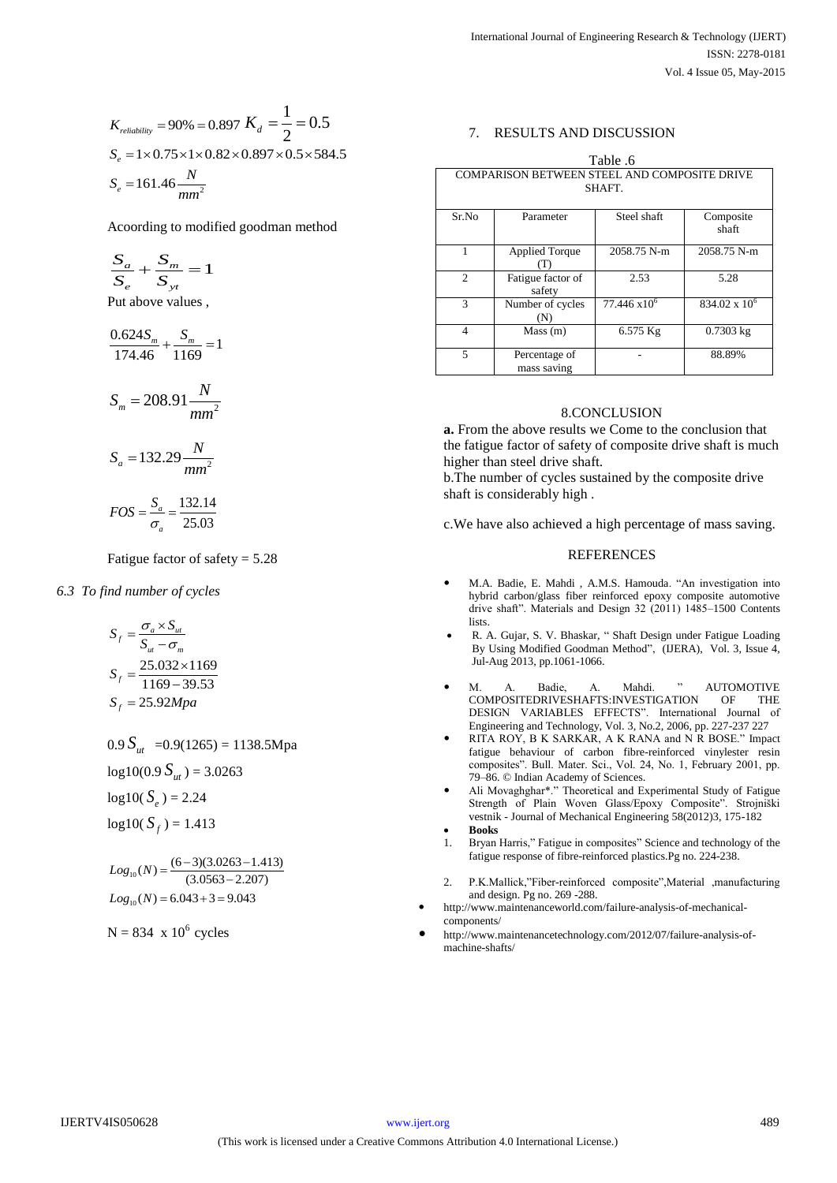$$K_{reliability} = 90\% = 0.897 \quad K_d = \frac{1}{2} = 0.5$$

$$S_e = 1 \times 0.75 \times 1 \times 0.82 \times 0.897 \times 0.5 \times 584.5$$

$$S_e = 161.46 \frac{N}{mm^2}$$

Acoording to modified goodman method

$$\frac{S_a}{S_e} + \frac{S_m}{S_{yt}} = 1$$

Put above values ,

$$\frac{0.624 S_m}{174.46} + \frac{S_m}{1169} = 1$$

$$S_m = 208.91 \frac{N}{mm^2}$$

$$S_a = 132.29 \frac{N}{mm^2}$$

$$FOS = \frac{S_a}{\sigma_a} = \frac{132.14}{25.03}$$

Fatigue factor of safety = 5.28

### 6.3 *To find number of cycles*

$$S_f = \frac{\sigma_a \times S_{ut}}{S_{ut} - \sigma_m}$$

$$S_f = \frac{25.032 \times 1169}{1169 - 39.53}$$

$$S_f = 25.92 Mpa$$

$0.9 S_{ut}$ =0.9(1265) = 1138.5Mpa

$\log10(0.9 S_{ut})$ = 3.0263

$\log10(S_e)$ = 2.24

$\log10(S_f)$ = 1.413

$$Log_{10}(N) = \frac{(6-3)(3.0263-1.413)}{(3.0563-2.207)}$$

$$Log_{10}(N) = 6.043 + 3 = 9.043$$

N = 834 x $10^6$ cycles

## 7. RESULTS AND DISCUSSION

Table .6

COMPARISON BETWEEN STEEL AND COMPOSITE DRIVE SHAFT.

| Sr.No | Parameter | Steel shaft | Composite shaft |
|---|---|---|---|
| 1 | Applied Torque (T) | 2058.75 N-m | 2058.75 N-m |
| 2 | Fatigue factor of safety | 2.53 | 5.28 |
| 3 | Number of cycles (N) | 77.446 x$10^6$ | 834.02 x $10^6$ |
| 4 | Mass (m) | 6.575 Kg | 0.7303 kg |
| 5 | Percentage of mass saving | - | 88.89% |

## 8.CONCLUSION

**a.** From the above results we Come to the conclusion that the fatigue factor of safety of composite drive shaft is much higher than steel drive shaft.

b.The number of cycles sustained by the composite drive shaft is considerably high .

c.We have also achieved a high percentage of mass saving.

## REFERENCES

- M.A. Badie, E. Mahdi , A.M.S. Hamouda. "An investigation into hybrid carbon/glass fiber reinforced epoxy composite automotive drive shaft". Materials and Design 32 (2011) 1485–1500 Contents lists.
- R. A. Gujar, S. V. Bhaskar, " Shaft Design under Fatigue Loading By Using Modified Goodman Method", (IJERA), Vol. 3, Issue 4, Jul-Aug 2013, pp.1061-1066.
- M. A. Badie, A. Mahdi. " AUTOMOTIVE COMPOSITEDRIVESHAFTS:INVESTIGATION OF THE DESIGN VARIABLES EFFECTS". International Journal of Engineering and Technology, Vol. 3, No.2, 2006, pp. 227-237 227
- RITA ROY, B K SARKAR, A K RANA and N R BOSE." Impact fatigue behaviour of carbon fibre-reinforced vinylester resin composites". Bull. Mater. Sci., Vol. 24, No. 1, February 2001, pp. 79–86. © Indian Academy of Sciences.
- Ali Movaghghar*." Theoretical and Experimental Study of Fatigue Strength of Plain Woven Glass/Epoxy Composite". Strojniški vestnik - Journal of Mechanical Engineering 58(2012)3, 175-182
- **Books**

1. Bryan Harris," Fatigue in composites" Science and technology of the fatigue response of fibre-reinforced plastics.Pg no. 224-238.
2. P.K.Mallick,"Fiber-reinforced composite",Material ,manufacturing and design. Pg no. 269 -288.

- http://www.maintenanceworld.com/failure-analysis-of-mechanical-components/
- http://www.maintenancetechnology.com/2012/07/failure-analysis-of-machine-shafts/